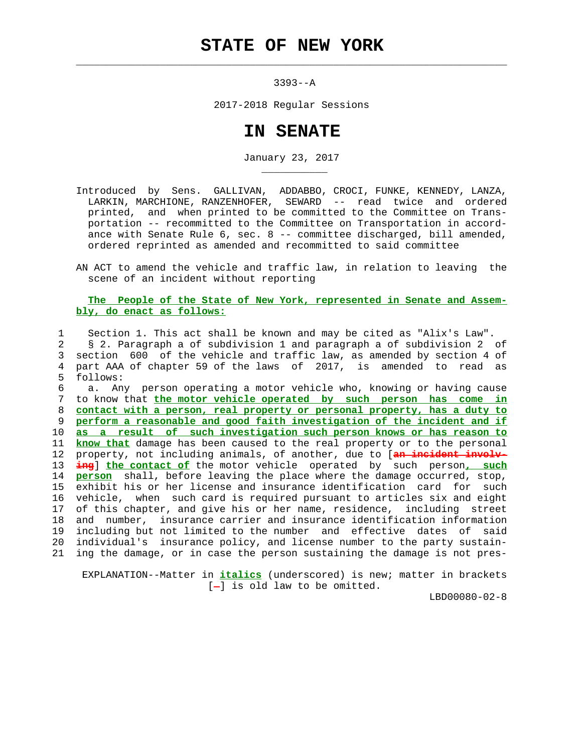# STATE OF NEW YORK

3393--A

2017-2018 Regular Sessions

# IN SENATE

January 23, 2017

Introduced by Sens. GALLIVAN, ADDABBO, CROCI, FUNKE, KENNEDY, LANZA, LARKIN, MARCHIONE, RANZENHOFER, SEWARD -- read twice and ordered printed, and when printed to be committed to the Committee on Transportation -- recommitted to the Committee on Transportation in accordance with Senate Rule 6, sec. 8 -- committee discharged, bill amended, ordered reprinted as amended and recommitted to said committee

AN ACT to amend the vehicle and traffic law, in relation to leaving the scene of an incident without reporting

**The People of the State of New York, represented in Senate and Assembly, do enact as follows:**

1 Section 1. This act shall be known and may be cited as "Alix's Law".
2 § 2. Paragraph a of subdivision 1 and paragraph a of subdivision 2 of
3 section 600 of the vehicle and traffic law, as amended by section 4 of
4 part AAA of chapter 59 of the laws of 2017, is amended to read as
5 follows:
6 a. Any person operating a motor vehicle who, knowing or having cause
7 to know that ***the motor vehicle operated by such person has come in***
8 ***contact with a person, real property or personal property, has a duty to***
9 ***perform a reasonable and good faith investigation of the incident and if***
10 ***as a result of such investigation such person knows or has reason to***
11 ***know that*** damage has been caused to the real property or to the personal
12 property, not including animals, of another, due to [~~an incident involv-~~
13 ~~ing~~] ***the contact of*** the motor vehicle operated by such person***, such***
14 ***person*** shall, before leaving the place where the damage occurred, stop,
15 exhibit his or her license and insurance identification card for such
16 vehicle, when such card is required pursuant to articles six and eight
17 of this chapter, and give his or her name, residence, including street
18 and number, insurance carrier and insurance identification information
19 including but not limited to the number and effective dates of said
20 individual's insurance policy, and license number to the party sustain-
21 ing the damage, or in case the person sustaining the damage is not pres-

EXPLANATION--Matter in ***italics*** (underscored) is new; matter in brackets [~~-~~] is old law to be omitted.

LBD00080-02-8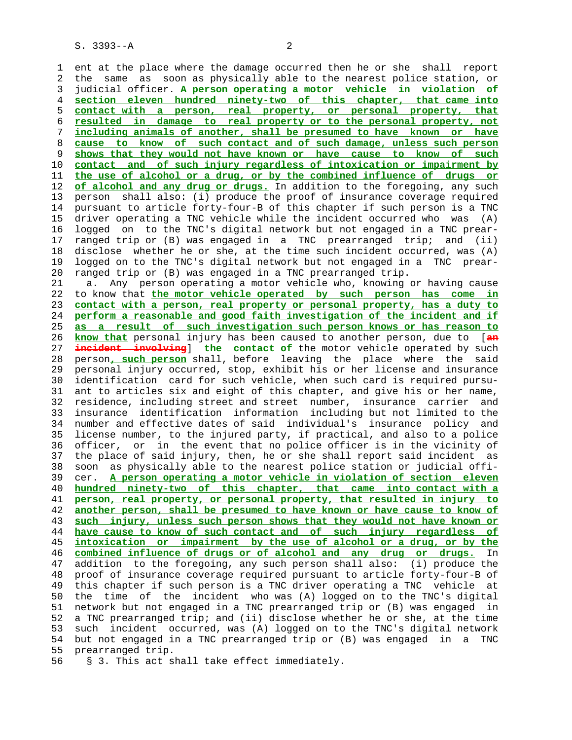ent at the place where the damage occurred then he or she shall report the same as soon as physically able to the nearest police station, or judicial officer. A person operating a motor vehicle in violation of section eleven hundred ninety-two of this chapter, that came into contact with a person, real property, or personal property, that resulted in damage to real property or to the personal property, not including animals of another, shall be presumed to have known or have cause to know of such contact and of such damage, unless such person shows that they would not have known or have cause to know of such contact and of such injury regardless of intoxication or impairment by the use of alcohol or a drug, or by the combined influence of drugs or of alcohol and any drug or drugs. In addition to the foregoing, any such person shall also: (i) produce the proof of insurance coverage required pursuant to article forty-four-B of this chapter if such person is a TNC driver operating a TNC vehicle while the incident occurred who was (A) logged on to the TNC's digital network but not engaged in a TNC prearranged trip or (B) was engaged in a TNC prearranged trip; and (ii) disclose whether he or she, at the time such incident occurred, was (A) logged on to the TNC's digital network but not engaged in a TNC prearranged trip or (B) was engaged in a TNC prearranged trip.

a. Any person operating a motor vehicle who, knowing or having cause to know that the motor vehicle operated by such person has come in contact with a person, real property or personal property, has a duty to perform a reasonable and good faith investigation of the incident and if as a result of such investigation such person knows or has reason to know that personal injury has been caused to another person, due to [~~an incident involving~~] the contact of the motor vehicle operated by such person, such person shall, before leaving the place where the said personal injury occurred, stop, exhibit his or her license and insurance identification card for such vehicle, when such card is required pursuant to articles six and eight of this chapter, and give his or her name, residence, including street and street number, insurance carrier and insurance identification information including but not limited to the number and effective dates of said individual's insurance policy and license number, to the injured party, if practical, and also to a police officer, or in the event that no police officer is in the vicinity of the place of said injury, then, he or she shall report said incident as soon as physically able to the nearest police station or judicial officer. A person operating a motor vehicle in violation of section eleven hundred ninety-two of this chapter, that came into contact with a person, real property, or personal property, that resulted in injury to another person, shall be presumed to have known or have cause to know of such injury, unless such person shows that they would not have known or have cause to know of such contact and of such injury regardless of intoxication or impairment by the use of alcohol or a drug, or by the combined influence of drugs or of alcohol and any drug or drugs. In addition to the foregoing, any such person shall also: (i) produce the proof of insurance coverage required pursuant to article forty-four-B of this chapter if such person is a TNC driver operating a TNC vehicle at the time of the incident who was (A) logged on to the TNC's digital network but not engaged in a TNC prearranged trip or (B) was engaged in a TNC prearranged trip; and (ii) disclose whether he or she, at the time such incident occurred, was (A) logged on to the TNC's digital network but not engaged in a TNC prearranged trip or (B) was engaged in a TNC prearranged trip.

§ 3. This act shall take effect immediately.